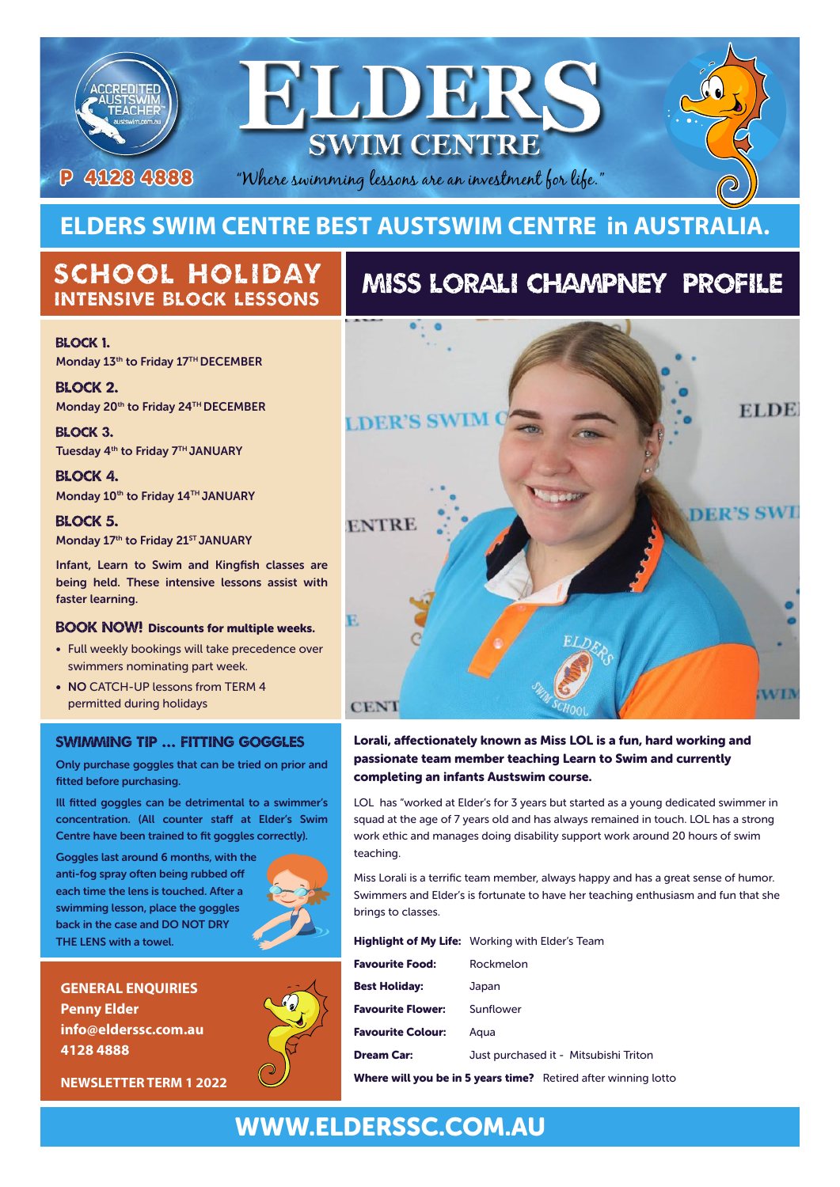# ELDERS SWIM CENTRE

**P 4128 4888**

*"Where swimming lessons are an investment for life."*

## ELDERS SWIM CENTRE BEST AUSTSWIM CENTRE in AUSTRALIA.

## SCHOOL HOLIDAY INTENSIVE BLOCK LESSONS

**BLOCK 1.**
Monday 13th to Friday 17TH DECEMBER

**BLOCK 2.**
Monday 20th to Friday 24TH DECEMBER

**BLOCK 3.**
Tuesday 4th to Friday 7TH JANUARY

**BLOCK 4.**
Monday 10th to Friday 14TH JANUARY

**BLOCK 5.**
Monday 17th to Friday 21ST JANUARY

Infant, Learn to Swim and Kingfish classes are being held. These intensive lessons assist with faster learning.

**BOOK NOW! Discounts for multiple weeks.**

- Full weekly bookings will take precedence over swimmers nominating part week.
- **NO** CATCH-UP lessons from TERM 4 permitted during holidays

### SWIMMING TIP ... FITTING GOGGLES

Only purchase goggles that can be tried on prior and fitted before purchasing.

Ill fitted goggles can be detrimental to a swimmer's concentration. (All counter staff at Elder's Swim Centre have been trained to fit goggles correctly).

Goggles last around 6 months, with the anti-fog spray often being rubbed off each time the lens is touched. After a swimming lesson, place the goggles back in the case and DO NOT DRY THE LENS with a towel.

**GENERAL ENQUIRIES**
**Penny Elder**
**info@elderssc.com.au**
**4128 4888**

**NEWSLETTER TERM 1 2022**

## MISS LORALI CHAMPNEY PROFILE

**Lorali, affectionately known as Miss LOL is a fun, hard working and passionate team member teaching Learn to Swim and currently completing an infants Austswim course.**

LOL has "worked at Elder's for 3 years but started as a young dedicated swimmer in squad at the age of 7 years old and has always remained in touch. LOL has a strong work ethic and manages doing disability support work around 20 hours of swim teaching.

Miss Lorali is a terrific team member, always happy and has a great sense of humor. Swimmers and Elder's is fortunate to have her teaching enthusiasm and fun that she brings to classes.

| | |
|---|---|
| **Highlight of My Life:** | Working with Elder's Team |
| **Favourite Food:** | Rockmelon |
| **Best Holiday:** | Japan |
| **Favourite Flower:** | Sunflower |
| **Favourite Colour:** | Aqua |
| **Dream Car:** | Just purchased it - Mitsubishi Triton |

**Where will you be in 5 years time?** Retired after winning lotto

## WWW.ELDERSSC.COM.AU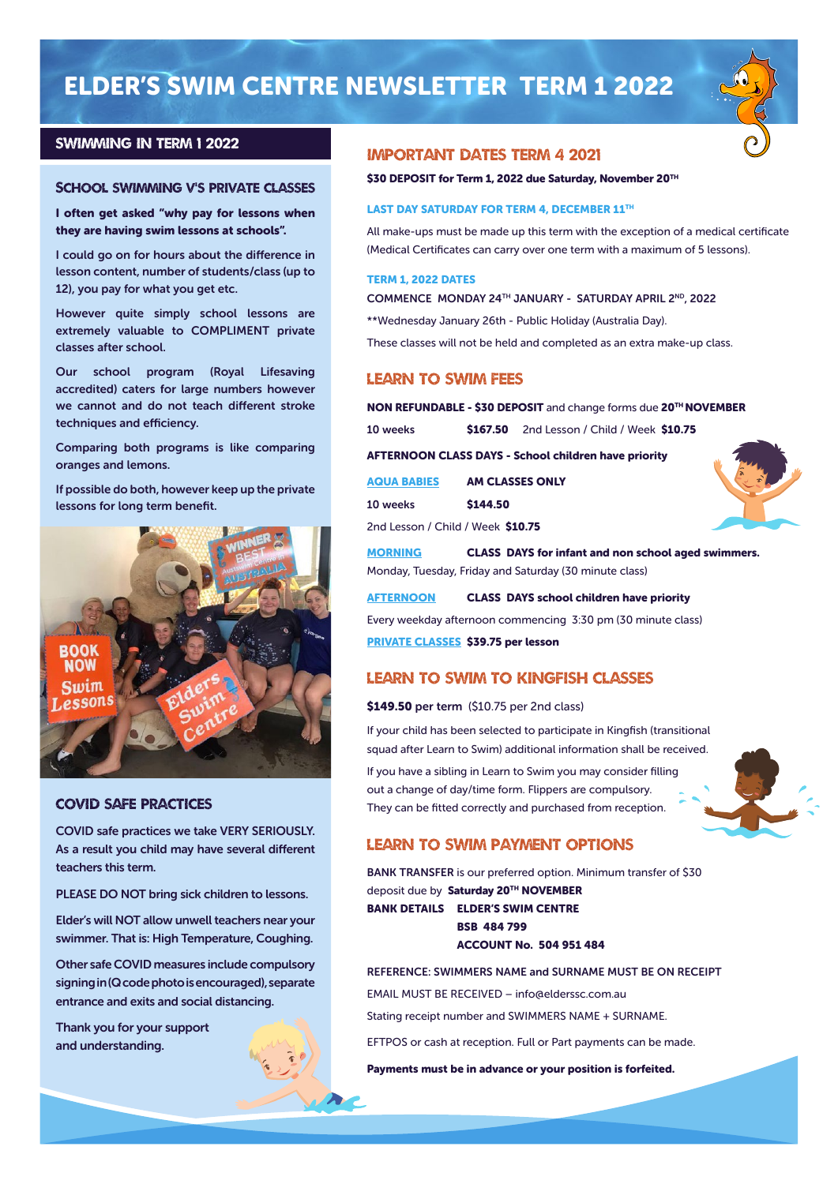# ELDER'S SWIM CENTRE NEWSLETTER TERM 1 2022

## SWIMMING IN TERM 1 2022

### SCHOOL SWIMMING V'S PRIVATE CLASSES

**I often get asked "why pay for lessons when they are having swim lessons at schools".**

I could go on for hours about the difference in lesson content, number of students/class (up to 12), you pay for what you get etc.

However quite simply school lessons are extremely valuable to COMPLIMENT private classes after school.

Our school program (Royal Lifesaving accredited) caters for large numbers however we cannot and do not teach different stroke techniques and efficiency.

Comparing both programs is like comparing oranges and lemons.

If possible do both, however keep up the private lessons for long term benefit.

### COVID SAFE PRACTICES

COVID safe practices we take VERY SERIOUSLY. As a result you child may have several different teachers this term.

PLEASE DO NOT bring sick children to lessons.

Elder's will NOT allow unwell teachers near your swimmer. That is: High Temperature, Coughing.

Other safe COVID measures include compulsory signing in (Q code photo is encouraged), separate entrance and exits and social distancing.

Thank you for your support and understanding.

## IMPORTANT DATES TERM 4 2021

**$30 DEPOSIT for Term 1, 2022 due Saturday, November 20TH**

**LAST DAY SATURDAY FOR TERM 4, DECEMBER 11TH**

All make-ups must be made up this term with the exception of a medical certificate (Medical Certificates can carry over one term with a maximum of 5 lessons).

**TERM 1, 2022 DATES**

**COMMENCE MONDAY 24TH JANUARY - SATURDAY APRIL 2ND, 2022**

**Wednesday January 26th - Public Holiday (Australia Day).

These classes will not be held and completed as an extra make-up class.

## LEARN TO SWIM FEES

**NON REFUNDABLE - $30 DEPOSIT** and change forms due **20TH NOVEMBER**

10 weeks **$167.50** 2nd Lesson / Child / Week **$10.75**

**AFTERNOON CLASS DAYS - School children have priority**

**AQUA BABIES** **AM CLASSES ONLY**

10 weeks **$144.50**

2nd Lesson / Child / Week **$10.75**

**MORNING** **CLASS DAYS for infant and non school aged swimmers.**

Monday, Tuesday, Friday and Saturday (30 minute class)

**AFTERNOON** **CLASS DAYS school children have priority**

Every weekday afternoon commencing 3:30 pm (30 minute class)

**PRIVATE CLASSES** **$39.75 per lesson**

## LEARN TO SWIM TO KINGFISH CLASSES

**$149.50 per term** ($10.75 per 2nd class)

If your child has been selected to participate in Kingfish (transitional squad after Learn to Swim) additional information shall be received.

If you have a sibling in Learn to Swim you may consider filling out a change of day/time form. Flippers are compulsory. They can be fitted correctly and purchased from reception.

## LEARN TO SWIM PAYMENT OPTIONS

**BANK TRANSFER** is our preferred option. Minimum transfer of $30 deposit due by **Saturday 20TH NOVEMBER**

**BANK DETAILS ELDER'S SWIM CENTRE**
**BSB 484 799**
**ACCOUNT No. 504 951 484**

**REFERENCE: SWIMMERS NAME and SURNAME MUST BE ON RECEIPT**

EMAIL MUST BE RECEIVED – info@elderssc.com.au

Stating receipt number and SWIMMERS NAME + SURNAME.

EFTPOS or cash at reception. Full or Part payments can be made.

**Payments must be in advance or your position is forfeited.**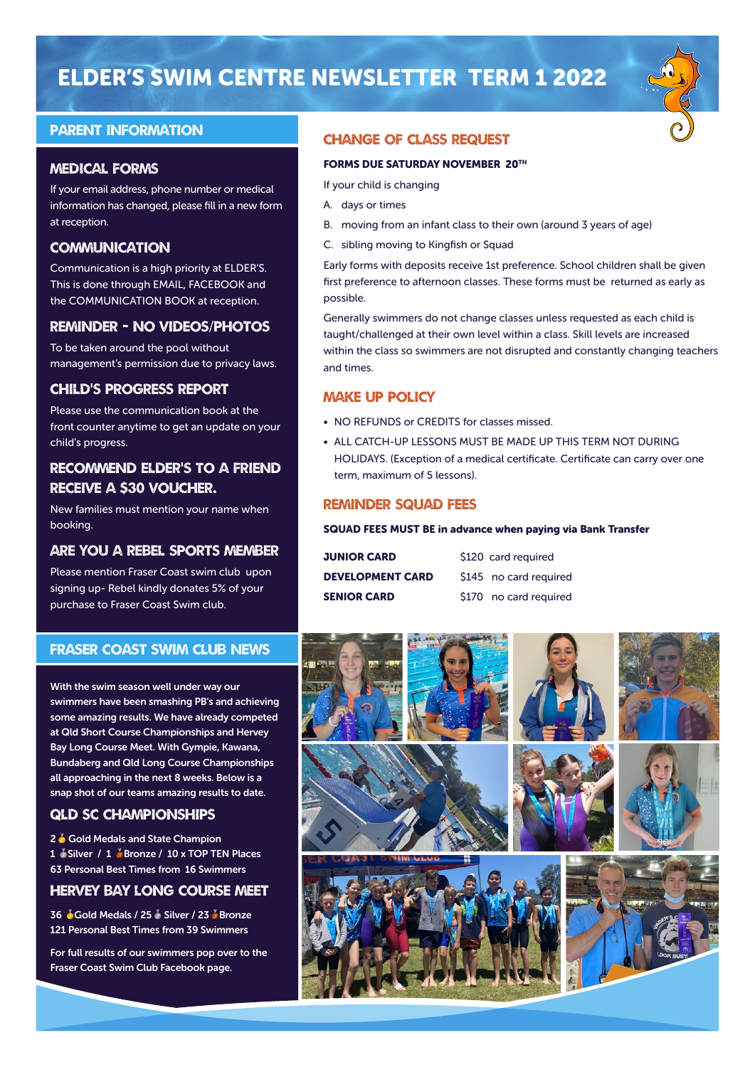# ELDER'S SWIM CENTRE NEWSLETTER TERM 1 2022

## PARENT INFORMATION

### MEDICAL FORMS

If your email address, phone number or medical information has changed, please fill in a new form at reception.

### COMMUNICATION

Communication is a high priority at ELDER'S. This is done through EMAIL, FACEBOOK and the COMMUNICATION BOOK at reception.

### REMINDER - NO VIDEOS/PHOTOS

To be taken around the pool without management's permission due to privacy laws.

### CHILD'S PROGRESS REPORT

Please use the communication book at the front counter anytime to get an update on your child's progress.

### RECOMMEND ELDER'S TO A FRIEND RECEIVE A $30 VOUCHER.

New families must mention your name when booking.

### ARE YOU A REBEL SPORTS MEMBER

Please mention Fraser Coast swim club upon signing up- Rebel kindly donates 5% of your purchase to Fraser Coast Swim club.

## CHANGE OF CLASS REQUEST

**FORMS DUE SATURDAY NOVEMBER 20TH**

If your child is changing

A. days or times

B. moving from an infant class to their own (around 3 years of age)

C. sibling moving to Kingfish or Squad

Early forms with deposits receive 1st preference. School children shall be given first preference to afternoon classes. These forms must be returned as early as possible.

Generally swimmers do not change classes unless requested as each child is taught/challenged at their own level within a class. Skill levels are increased within the class so swimmers are not disrupted and constantly changing teachers and times.

## MAKE UP POLICY

- NO REFUNDS or CREDITS for classes missed.
- ALL CATCH-UP LESSONS MUST BE MADE UP THIS TERM NOT DURING HOLIDAYS. (Exception of a medical certificate. Certificate can carry over one term, maximum of 5 lessons).

## REMINDER SQUAD FEES

**SQUAD FEES MUST BE in advance when paying via Bank Transfer**

| | |
|---|---|
| **JUNIOR CARD** | $120 card required |
| **DEVELOPMENT CARD** | $145 no card required |
| **SENIOR CARD** | $170 no card required |

## FRASER COAST SWIM CLUB NEWS

**With the swim season well under way our swimmers have been smashing PB's and achieving some amazing results. We have already competed at Qld Short Course Championships and Hervey Bay Long Course Meet. With Gympie, Kawana, Bundaberg and Qld Long Course Championships all approaching in the next 8 weeks. Below is a snap shot of our teams amazing results to date.**

### QLD SC CHAMPIONSHIPS

**2 🥇 Gold Medals and State Champion**
**1 🥈Silver / 1 🥉Bronze / 10 x TOP TEN Places**
**63 Personal Best Times from 16 Swimmers**

### HERVEY BAY LONG COURSE MEET

**36 🥇Gold Medals / 25 🥈 Silver / 23 🥉Bronze**
**121 Personal Best Times from 39 Swimmers**

**For full results of our swimmers pop over to the Fraser Coast Swim Club Facebook page.**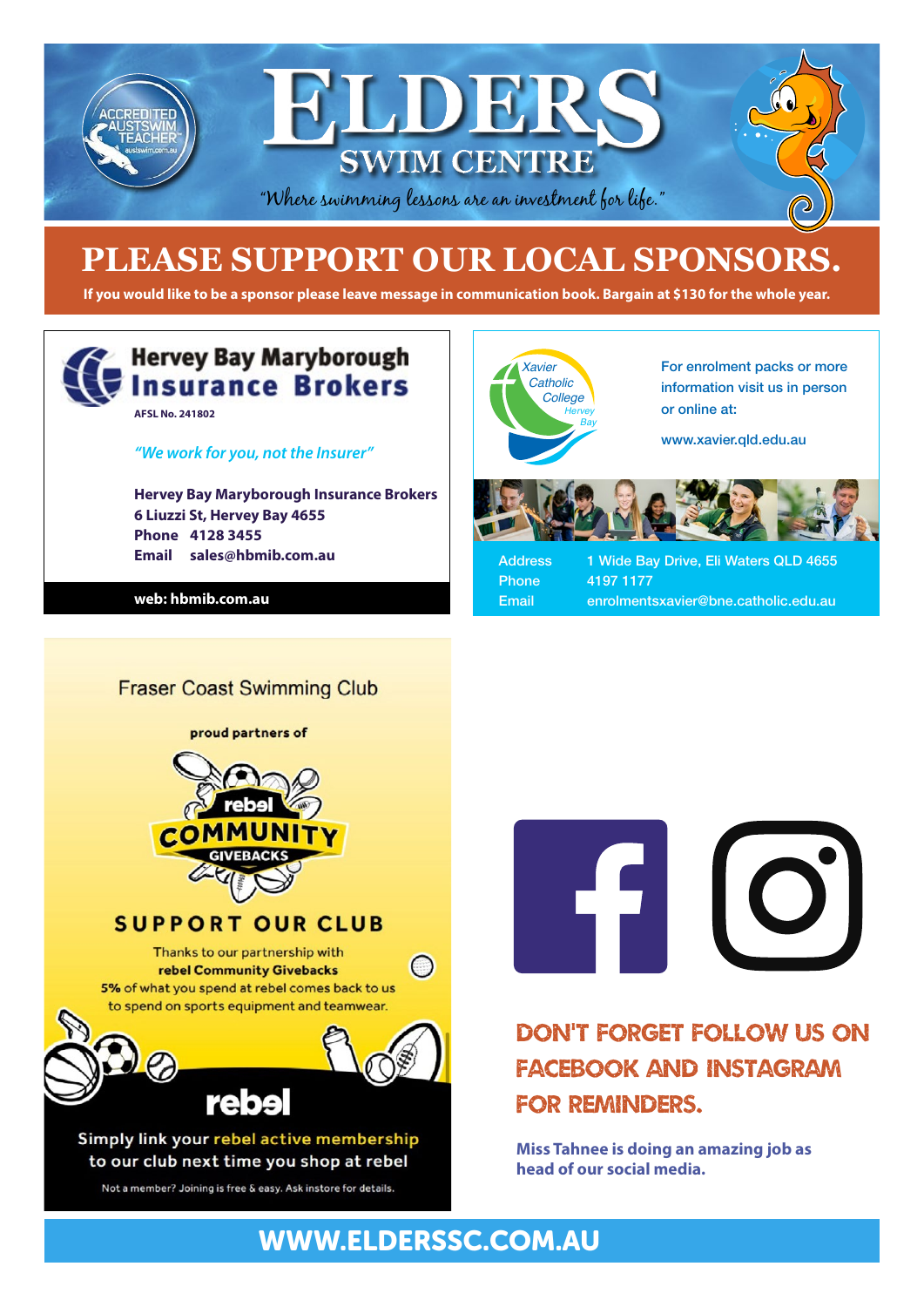# ELDERS SWIM CENTRE

ACCREDITED AUSTSWIM TEACHER

"Where swimming lessons are an investment for life."

## PLEASE SUPPORT OUR LOCAL SPONSORS.

**If you would like to be a sponsor please leave message in communication book. Bargain at $130 for the whole year.**

### Hervey Bay Maryborough Insurance Brokers

AFSL No. 241802

*"We work for you, not the Insurer"*

**Hervey Bay Maryborough Insurance Brokers**
**6 Liuzzi St, Hervey Bay 4655**
**Phone 4128 3455**
**Email sales@hbmib.com.au**

**web: hbmib.com.au**

### Xavier Catholic College Hervey Bay

For enrolment packs or more information visit us in person or online at:

www.xavier.qld.edu.au

| | |
|---|---|
| Address | 1 Wide Bay Drive, Eli Waters QLD 4655 |
| Phone | 4197 1177 |
| Email | enrolmentsxavier@bne.catholic.edu.au |

### Fraser Coast Swimming Club

**proud partners of**

rebel COMMUNITY GIVEBACKS

**SUPPORT OUR CLUB**

Thanks to our partnership with **rebel Community Givebacks**
**5%** of what you spend at rebel comes back to us to spend on sports equipment and teamwear.

rebel

Simply link your rebel active membership to our club next time you shop at rebel

Not a member? Joining is free & easy. Ask instore for details.

### DON'T FORGET FOLLOW US ON FACEBOOK AND INSTAGRAM FOR REMINDERS.

**Miss Tahnee is doing an amazing job as head of our social media.**

**WWW.ELDERSSC.COM.AU**